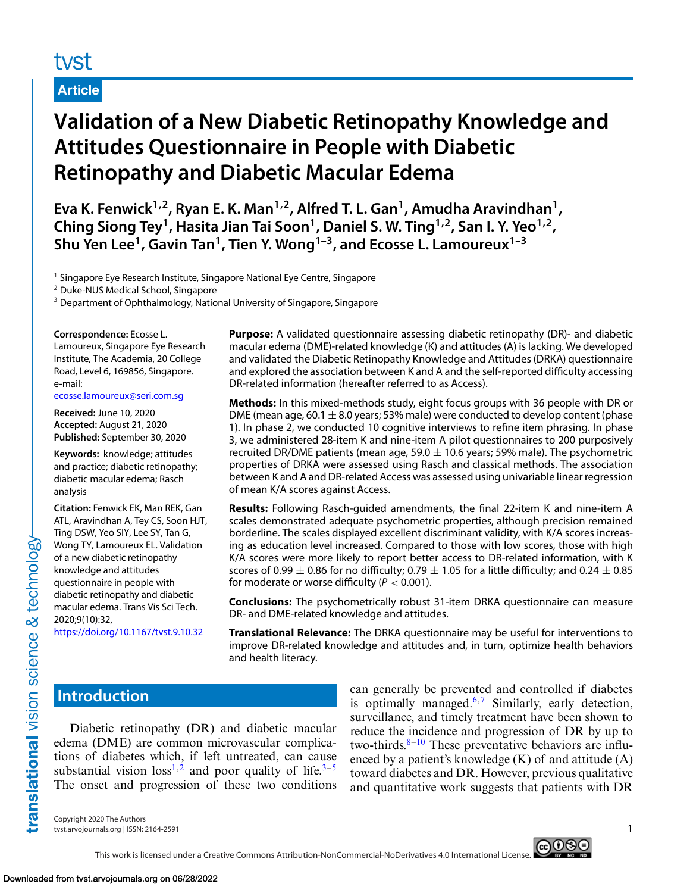tvst

**Article**

# Validation of a New Diabetic Retinopathy Knowledge and Attitudes Questionnaire in People with Diabetic Retinopathy and Diabetic Macular Edema

**Eva K. Fenwick[1,2], Ryan E. K. Man[1,2], Alfred T. L. Gan[1], Amudha Aravindhan[1], Ching Siong Tey[1], Hasita Jian Tai Soon[1], Daniel S. W. Ting[1,2], San I. Y. Yeo[1,2], Shu Yen Lee[1], Gavin Tan[1], Tien Y. Wong[1–3], and Ecosse L. Lamoureux[1–3]**

[1] Singapore Eye Research Institute, Singapore National Eye Centre, Singapore
[2] Duke-NUS Medical School, Singapore
[3] Department of Ophthalmology, National University of Singapore, Singapore

**Correspondence:** Ecosse L. Lamoureux, Singapore Eye Research Institute, The Academia, 20 College Road, Level 6, 169856, Singapore. e-mail: ecosse.lamoureux@seri.com.sg

**Received:** June 10, 2020
**Accepted:** August 21, 2020
**Published:** September 30, 2020

**Keywords:** knowledge; attitudes and practice; diabetic retinopathy; diabetic macular edema; Rasch analysis

**Citation:** Fenwick EK, Man REK, Gan ATL, Aravindhan A, Tey CS, Soon HJT, Ting DSW, Yeo SIY, Lee SY, Tan G, Wong TY, Lamoureux EL. Validation of a new diabetic retinopathy knowledge and attitudes questionnaire in people with diabetic retinopathy and diabetic macular edema. Trans Vis Sci Tech. 2020;9(10):32, https://doi.org/10.1167/tvst.9.10.32

**Purpose:** A validated questionnaire assessing diabetic retinopathy (DR)- and diabetic macular edema (DME)-related knowledge (K) and attitudes (A) is lacking. We developed and validated the Diabetic Retinopathy Knowledge and Attitudes (DRKA) questionnaire and explored the association between K and A and the self-reported difficulty accessing DR-related information (hereafter referred to as Access).

**Methods:** In this mixed-methods study, eight focus groups with 36 people with DR or DME (mean age, 60.1 ± 8.0 years; 53% male) were conducted to develop content (phase 1). In phase 2, we conducted 10 cognitive interviews to refine item phrasing. In phase 3, we administered 28-item K and nine-item A pilot questionnaires to 200 purposively recruited DR/DME patients (mean age, 59.0 ± 10.6 years; 59% male). The psychometric properties of DRKA were assessed using Rasch and classical methods. The association between K and A and DR-related Access was assessed using univariable linear regression of mean K/A scores against Access.

**Results:** Following Rasch-guided amendments, the final 22-item K and nine-item A scales demonstrated adequate psychometric properties, although precision remained borderline. The scales displayed excellent discriminant validity, with K/A scores increasing as education level increased. Compared to those with low scores, those with high K/A scores were more likely to report better access to DR-related information, with K scores of 0.99 ± 0.86 for no difficulty; 0.79 ± 1.05 for a little difficulty; and 0.24 ± 0.85 for moderate or worse difficulty ($P < 0.001$).

**Conclusions:** The psychometrically robust 31-item DRKA questionnaire can measure DR- and DME-related knowledge and attitudes.

**Translational Relevance:** The DRKA questionnaire may be useful for interventions to improve DR-related knowledge and attitudes and, in turn, optimize health behaviors and health literacy.

## Introduction

Diabetic retinopathy (DR) and diabetic macular edema (DME) are common microvascular complications of diabetes which, if left untreated, can cause substantial vision loss[1,2] and poor quality of life.[3–5] The onset and progression of these two conditions can generally be prevented and controlled if diabetes is optimally managed.[6,7] Similarly, early detection, surveillance, and timely treatment have been shown to reduce the incidence and progression of DR by up to two-thirds.[8–10] These preventative behaviors are influenced by a patient's knowledge (K) of and attitude (A) toward diabetes and DR. However, previous qualitative and quantitative work suggests that patients with DR

Copyright 2020 The Authors
tvst.arvojournals.org | ISSN: 2164-2591

This work is licensed under a Creative Commons Attribution-NonCommercial-NoDerivatives 4.0 International License.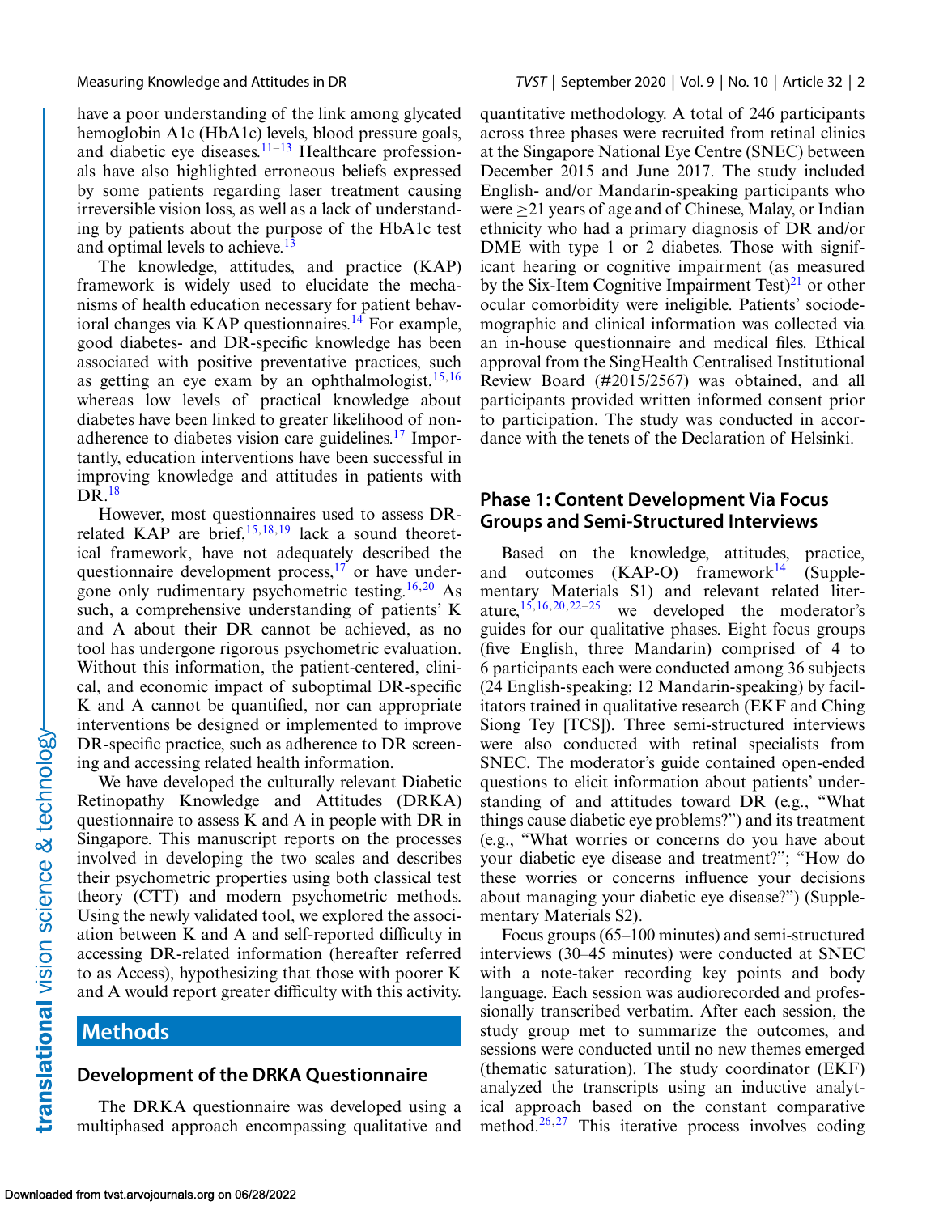have a poor understanding of the link among glycated hemoglobin A1c (HbA1c) levels, blood pressure goals, and diabetic eye diseases.[11–13] Healthcare professionals have also highlighted erroneous beliefs expressed by some patients regarding laser treatment causing irreversible vision loss, as well as a lack of understanding by patients about the purpose of the HbA1c test and optimal levels to achieve.[13]

The knowledge, attitudes, and practice (KAP) framework is widely used to elucidate the mechanisms of health education necessary for patient behavioral changes via KAP questionnaires.[14] For example, good diabetes- and DR-specific knowledge has been associated with positive preventative practices, such as getting an eye exam by an ophthalmologist,[15,16] whereas low levels of practical knowledge about diabetes have been linked to greater likelihood of nonadherence to diabetes vision care guidelines.[17] Importantly, education interventions have been successful in improving knowledge and attitudes in patients with DR.[18]

However, most questionnaires used to assess DR-related KAP are brief,[15,18,19] lack a sound theoretical framework, have not adequately described the questionnaire development process,[17] or have undergone only rudimentary psychometric testing.[16,20] As such, a comprehensive understanding of patients' K and A about their DR cannot be achieved, as no tool has undergone rigorous psychometric evaluation. Without this information, the patient-centered, clinical, and economic impact of suboptimal DR-specific K and A cannot be quantified, nor can appropriate interventions be designed or implemented to improve DR-specific practice, such as adherence to DR screening and accessing related health information.

We have developed the culturally relevant Diabetic Retinopathy Knowledge and Attitudes (DRKA) questionnaire to assess K and A in people with DR in Singapore. This manuscript reports on the processes involved in developing the two scales and describes their psychometric properties using both classical test theory (CTT) and modern psychometric methods. Using the newly validated tool, we explored the association between K and A and self-reported difficulty in accessing DR-related information (hereafter referred to as Access), hypothesizing that those with poorer K and A would report greater difficulty with this activity.

# Methods

## Development of the DRKA Questionnaire

The DRKA questionnaire was developed using a multiphased approach encompassing qualitative and quantitative methodology. A total of 246 participants across three phases were recruited from retinal clinics at the Singapore National Eye Centre (SNEC) between December 2015 and June 2017. The study included English- and/or Mandarin-speaking participants who were ≥21 years of age and of Chinese, Malay, or Indian ethnicity who had a primary diagnosis of DR and/or DME with type 1 or 2 diabetes. Those with significant hearing or cognitive impairment (as measured by the Six-Item Cognitive Impairment Test)[21] or other ocular comorbidity were ineligible. Patients' sociodemographic and clinical information was collected via an in-house questionnaire and medical files. Ethical approval from the SingHealth Centralised Institutional Review Board (#2015/2567) was obtained, and all participants provided written informed consent prior to participation. The study was conducted in accordance with the tenets of the Declaration of Helsinki.

### Phase 1: Content Development Via Focus Groups and Semi-Structured Interviews

Based on the knowledge, attitudes, practice, and outcomes (KAP-O) framework[14] (Supplementary Materials S1) and relevant related literature,[15,16,20,22–25] we developed the moderator's guides for our qualitative phases. Eight focus groups (five English, three Mandarin) comprised of 4 to 6 participants each were conducted among 36 subjects (24 English-speaking; 12 Mandarin-speaking) by facilitators trained in qualitative research (EKF and Ching Siong Tey [TCS]). Three semi-structured interviews were also conducted with retinal specialists from SNEC. The moderator's guide contained open-ended questions to elicit information about patients' understanding of and attitudes toward DR (e.g., "What things cause diabetic eye problems?") and its treatment (e.g., "What worries or concerns do you have about your diabetic eye disease and treatment?"; "How do these worries or concerns influence your decisions about managing your diabetic eye disease?") (Supplementary Materials S2).

Focus groups (65–100 minutes) and semi-structured interviews (30–45 minutes) were conducted at SNEC with a note-taker recording key points and body language. Each session was audiorecorded and professionally transcribed verbatim. After each session, the study group met to summarize the outcomes, and sessions were conducted until no new themes emerged (thematic saturation). The study coordinator (EKF) analyzed the transcripts using an inductive analytical approach based on the constant comparative method.[26,27] This iterative process involves coding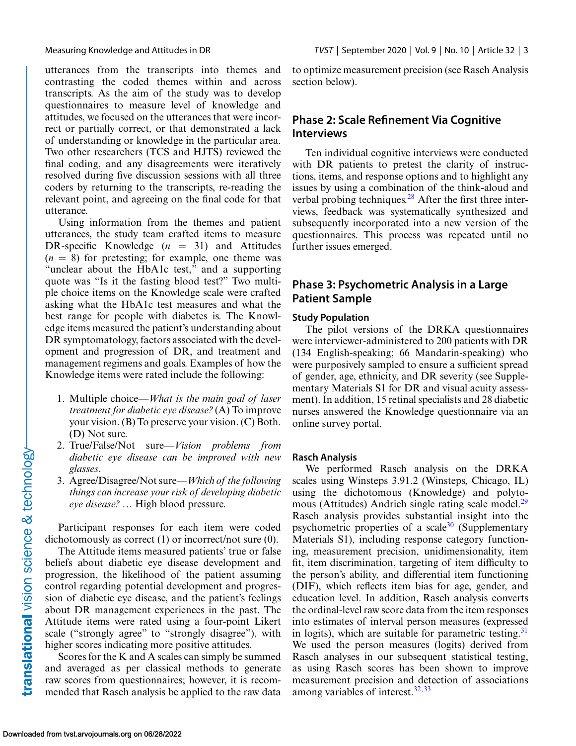utterances from the transcripts into themes and contrasting the coded themes within and across transcripts. As the aim of the study was to develop questionnaires to measure level of knowledge and attitudes, we focused on the utterances that were incorrect or partially correct, or that demonstrated a lack of understanding or knowledge in the particular area. Two other researchers (TCS and HJTS) reviewed the final coding, and any disagreements were iteratively resolved during five discussion sessions with all three coders by returning to the transcripts, re-reading the relevant point, and agreeing on the final code for that utterance.

Using information from the themes and patient utterances, the study team crafted items to measure DR-specific Knowledge ($n$ = 31) and Attitudes ($n$ = 8) for pretesting; for example, one theme was "unclear about the HbA1c test," and a supporting quote was "Is it the fasting blood test?" Two multiple choice items on the Knowledge scale were crafted asking what the HbA1c test measures and what the best range for people with diabetes is. The Knowledge items measured the patient's understanding about DR symptomatology, factors associated with the development and progression of DR, and treatment and management regimens and goals. Examples of how the Knowledge items were rated include the following:

1. Multiple choice—*What is the main goal of laser treatment for diabetic eye disease?* (A) To improve your vision. (B) To preserve your vision. (C) Both. (D) Not sure.
2. True/False/Not sure—*Vision problems from diabetic eye disease can be improved with new glasses*.
3. Agree/Disagree/Not sure—*Which of the following things can increase your risk of developing diabetic eye disease?* … High blood pressure.

Participant responses for each item were coded dichotomously as correct (1) or incorrect/not sure (0).

The Attitude items measured patients' true or false beliefs about diabetic eye disease development and progression, the likelihood of the patient assuming control regarding potential development and progression of diabetic eye disease, and the patient's feelings about DR management experiences in the past. The Attitude items were rated using a four-point Likert scale ("strongly agree" to "strongly disagree"), with higher scores indicating more positive attitudes.

Scores for the K and A scales can simply be summed and averaged as per classical methods to generate raw scores from questionnaires; however, it is recommended that Rasch analysis be applied to the raw data to optimize measurement precision (see Rasch Analysis section below).

## Phase 2: Scale Refinement Via Cognitive Interviews

Ten individual cognitive interviews were conducted with DR patients to pretest the clarity of instructions, items, and response options and to highlight any issues by using a combination of the think-aloud and verbal probing techniques.[28] After the first three interviews, feedback was systematically synthesized and subsequently incorporated into a new version of the questionnaires. This process was repeated until no further issues emerged.

## Phase 3: Psychometric Analysis in a Large Patient Sample

### Study Population

The pilot versions of the DRKA questionnaires were interviewer-administered to 200 patients with DR (134 English-speaking; 66 Mandarin-speaking) who were purposively sampled to ensure a sufficient spread of gender, age, ethnicity, and DR severity (see Supplementary Materials S1 for DR and visual acuity assessment). In addition, 15 retinal specialists and 28 diabetic nurses answered the Knowledge questionnaire via an online survey portal.

### Rasch Analysis

We performed Rasch analysis on the DRKA scales using Winsteps 3.91.2 (Winsteps, Chicago, IL) using the dichotomous (Knowledge) and polytomous (Attitudes) Andrich single rating scale model.[29] Rasch analysis provides substantial insight into the psychometric properties of a scale[30] (Supplementary Materials S1), including response category functioning, measurement precision, unidimensionality, item fit, item discrimination, targeting of item difficulty to the person's ability, and differential item functioning (DIF), which reflects item bias for age, gender, and education level. In addition, Rasch analysis converts the ordinal-level raw score data from the item responses into estimates of interval person measures (expressed in logits), which are suitable for parametric testing.[31] We used the person measures (logits) derived from Rasch analyses in our subsequent statistical testing, as using Rasch scores has been shown to improve measurement precision and detection of associations among variables of interest.[32,33]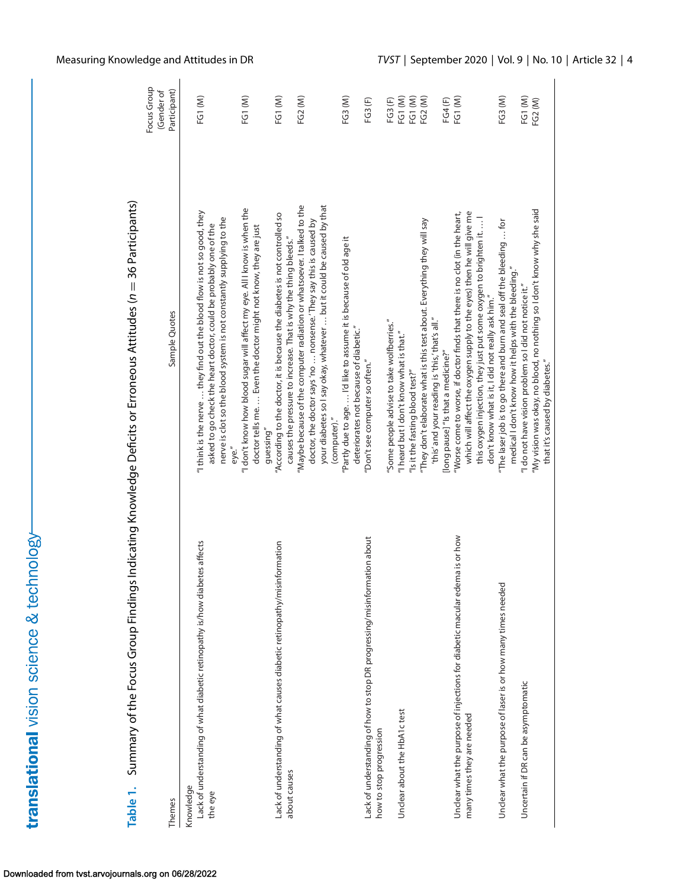**Table 1.** Summary of the Focus Group Findings Indicating Knowledge Deficits or Erroneous Attitudes ($n = 36$ Participants)

| Themes | Sample Quotes | Focus Group (Gender of Participant) |
|---|---|---|
| Knowledge | | |
| Lack of understanding of what diabetic retinopathy is/how diabetes affects the eye | "I think is the nerve … they find out the blood flow is not so good, they asked to go check the heart doctor, could be probably one of the nerve is clot so the blood system is not constantly supplying to the eye." | FG1 (M) |
| | "I don't know how blood sugar will affect my eye. All I know is when the doctor tells me. … Even the doctor might not know, they are just guessing" | FG1 (M) |
| Lack of understanding of what causes diabetic retinopathy/misinformation about causes | "According to the doctor, it is because the diabetes is not controlled so causes the pressure to increase. That is why the thing bleeds." | FG1 (M) |
| | "Maybe because of the computer radiation or whatsoever. I talked to the doctor, the doctor says 'no … nonsense.' They say this is caused by your diabetes so I say okay, whatever … but it could be caused by that (computer)." | FG2 (M) |
| | "Partly due to age. … I'd like to assume it is because of old age it deteriorates not because of diabetic." | FG3 (M) |
| | "Don't see computer so often." | FG3 (F) |
| Lack of understanding of how to stop DR progressing/misinformation about how to stop progression | "Some people advise to take wolfberries." | FG3 (F) |
| Unclear about the HbA1c test | "I heard but I don't know what is that." | FG1 (M) |
| | "Is it the fasting blood test?" | FG1 (M) |
| | "They don't elaborate what is this test about. Everything they will say 'this' and your reading is 'this,' that's all." | FG2 (M) |
| Unclear what the purpose of injections for diabetic macular edema is or how many times they are needed | [long pause] "Is that a medicine?" | FG4 (F) |
| | "Worse come to worse, if doctor finds that there is no clot (in the heart, which will affect the oxygen supply to the eyes) then he will give me this oxygen injection, they just put some oxygen to brighten it. … I don't know what is it, I did not really ask him." | FG1 (M) |
| Unclear what the purpose of laser is or how many times needed | "The laser job is to go there and burn and seal off the bleeding … for medical I don't know how it helps with the bleeding." | FG3 (M) |
| Uncertain if DR can be asymptomatic | "I do not have vision problem so I did not notice it." | FG1 (M) |
| | "My vision was okay, no blood, no nothing so I don't know why she said that it's caused by diabetes." | FG2 (M) |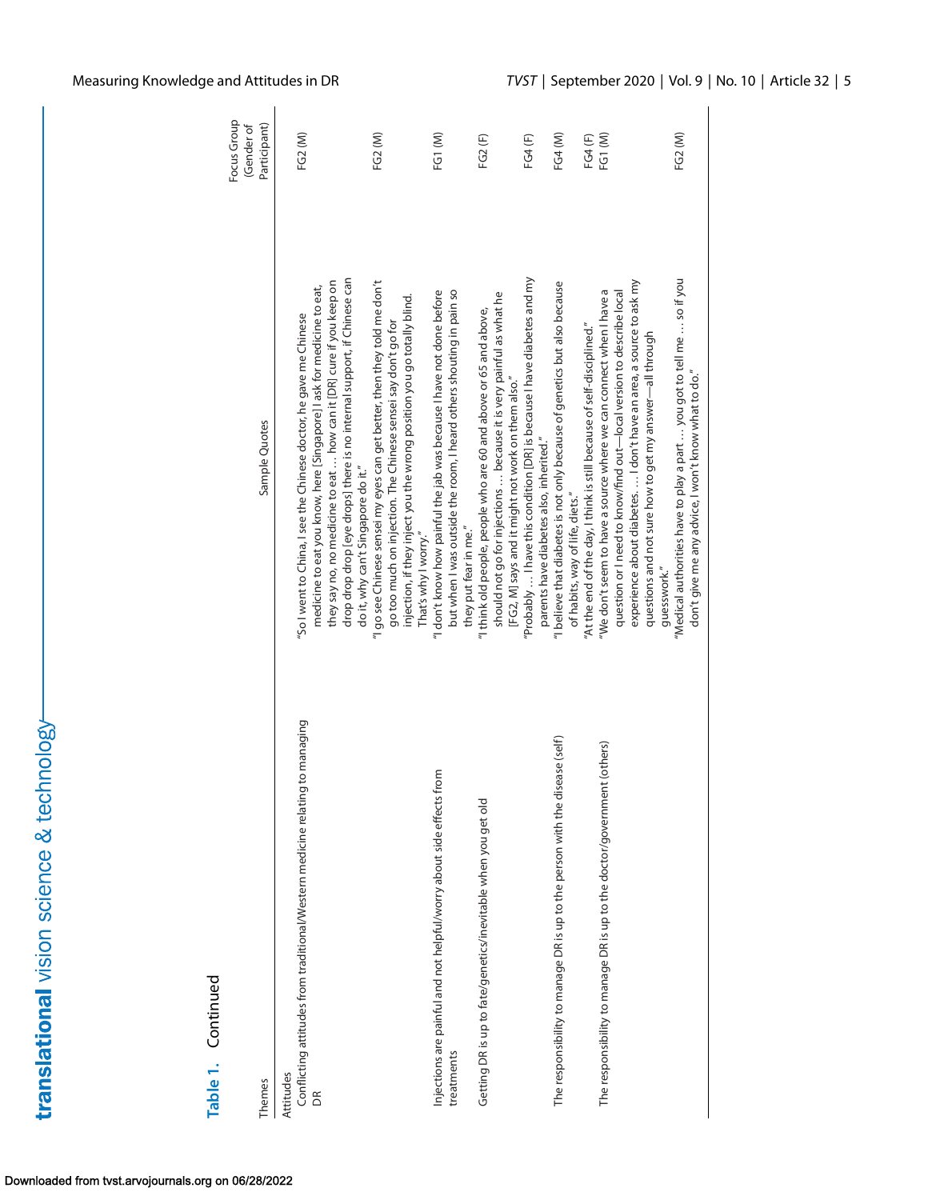**Table 1.** Continued

| Themes | Sample Quotes | Focus Group (Gender of Participant) |
|---|---|---|
| Attitudes | | |
| Conflicting attitudes from traditional/Western medicine relating to managing DR | "So I went to China, I see the Chinese doctor, he gave me Chinese medicine to eat you know, here [Singapore] I ask for medicine to eat, they say no, no medicine to eat … how can it [DR] cure if you keep on drop drop drop [eye drops] there is no internal support, if Chinese can do it, why can't Singapore do it." | FG2 (M) |
| | "I go see Chinese sensei my eyes can get better, then they told me don't go too much on injection. The Chinese sensei say don't go for injection, if they inject you the wrong position you go totally blind. That's why I worry." | FG2 (M) |
| Injections are painful and not helpful/worry about side effects from treatments | "I don't know how painful the jab was because I have not done before but when I was outside the room, I heard others shouting in pain so they put fear in me." | FG1 (M) |
| Getting DR is up to fate/genetics/inevitable when you get old | "I think old people, people who are 60 and above or 65 and above, should not go for injections … because it is very painful as what he [FG2, M] says and it might not work on them also." | FG2 (F) |
| | "Probably … I have this condition [DR] is because I have diabetes and my parents have diabetes also, inherited." | FG4 (F) |
| The responsibility to manage DR is up to the person with the disease (self) | "I believe that diabetes is not only because of genetics but also because of habits, way of life, diets." | FG4 (M) |
| | "At the end of the day, I think is still because of self-disciplined." | FG4 (F) |
| The responsibility to manage DR is up to the doctor/government (others) | "We don't seem to have a source where we can connect when I have a question or I need to know/find out—local version to describe local experience about diabetes. … I don't have an area, a source to ask my questions and not sure how to get my answer—all through guesswork." | FG1 (M) |
| | "Medical authorities have to play a part … you got to tell me … so if you don't give me any advice, I won't know what to do." | FG2 (M) |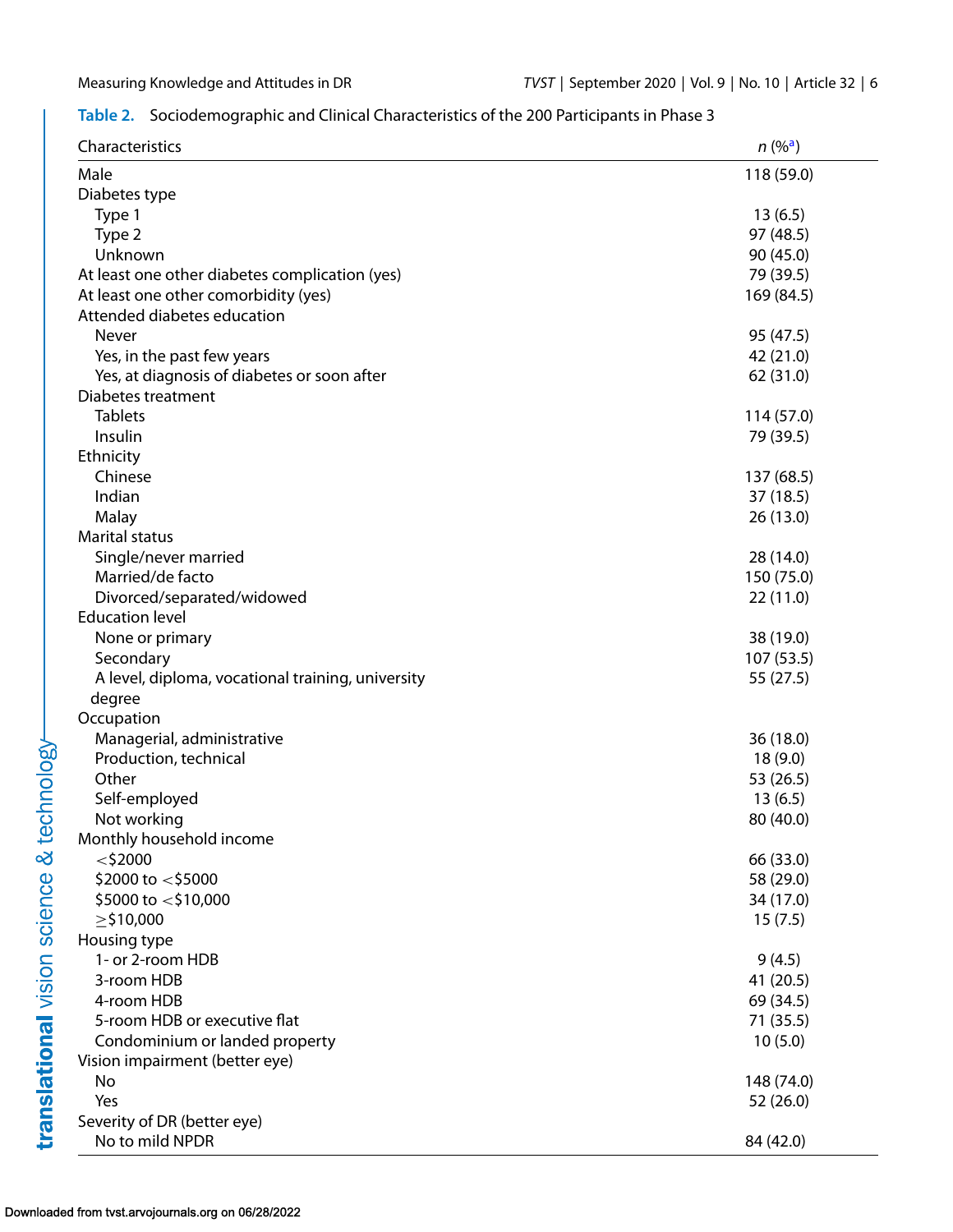**Table 2.** Sociodemographic and Clinical Characteristics of the 200 Participants in Phase 3

| Characteristics | n (%[a]) |
|---|---|
| Male | 118 (59.0) |
| Diabetes type | |
| Type 1 | 13 (6.5) |
| Type 2 | 97 (48.5) |
| Unknown | 90 (45.0) |
| At least one other diabetes complication (yes) | 79 (39.5) |
| At least one other comorbidity (yes) | 169 (84.5) |
| Attended diabetes education | |
| Never | 95 (47.5) |
| Yes, in the past few years | 42 (21.0) |
| Yes, at diagnosis of diabetes or soon after | 62 (31.0) |
| Diabetes treatment | |
| Tablets | 114 (57.0) |
| Insulin | 79 (39.5) |
| Ethnicity | |
| Chinese | 137 (68.5) |
| Indian | 37 (18.5) |
| Malay | 26 (13.0) |
| Marital status | |
| Single/never married | 28 (14.0) |
| Married/de facto | 150 (75.0) |
| Divorced/separated/widowed | 22 (11.0) |
| Education level | |
| None or primary | 38 (19.0) |
| Secondary | 107 (53.5) |
| A level, diploma, vocational training, university degree | 55 (27.5) |
| Occupation | |
| Managerial, administrative | 36 (18.0) |
| Production, technical | 18 (9.0) |
| Other | 53 (26.5) |
| Self-employed | 13 (6.5) |
| Not working | 80 (40.0) |
| Monthly household income | |
| <$2000 | 66 (33.0) |
| $2000 to <$5000 | 58 (29.0) |
| $5000 to <$10,000 | 34 (17.0) |
| ≥$10,000 | 15 (7.5) |
| Housing type | |
| 1- or 2-room HDB | 9 (4.5) |
| 3-room HDB | 41 (20.5) |
| 4-room HDB | 69 (34.5) |
| 5-room HDB or executive flat | 71 (35.5) |
| Condominium or landed property | 10 (5.0) |
| Vision impairment (better eye) | |
| No | 148 (74.0) |
| Yes | 52 (26.0) |
| Severity of DR (better eye) | |
| No to mild NPDR | 84 (42.0) |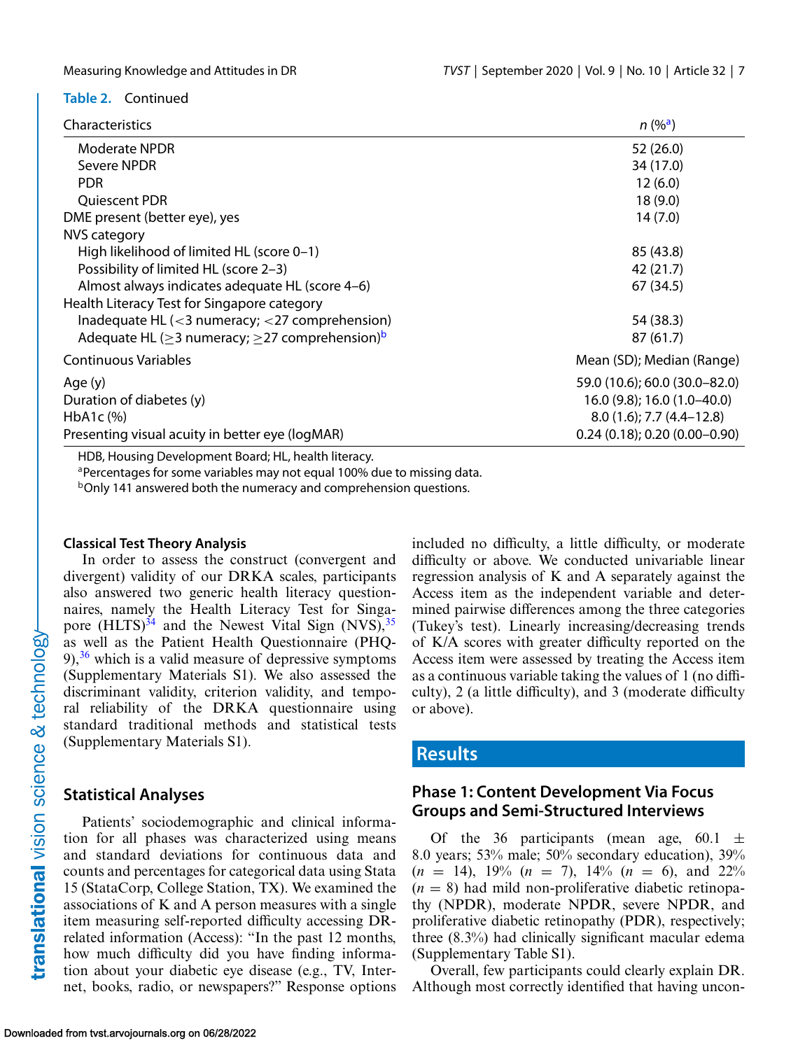**Table 2.** Continued

| Characteristics | n (%[a]) |
|---|---|
| Moderate NPDR | 52 (26.0) |
| Severe NPDR | 34 (17.0) |
| PDR | 12 (6.0) |
| Quiescent PDR | 18 (9.0) |
| DME present (better eye), yes | 14 (7.0) |
| NVS category | |
| High likelihood of limited HL (score 0–1) | 85 (43.8) |
| Possibility of limited HL (score 2–3) | 42 (21.7) |
| Almost always indicates adequate HL (score 4–6) | 67 (34.5) |
| Health Literacy Test for Singapore category | |
| Inadequate HL (<3 numeracy; <27 comprehension) | 54 (38.3) |
| Adequate HL (≥3 numeracy; ≥27 comprehension)[b] | 87 (61.7) |
| **Continuous Variables** | **Mean (SD); Median (Range)** |
| Age (y) | 59.0 (10.6); 60.0 (30.0–82.0) |
| Duration of diabetes (y) | 16.0 (9.8); 16.0 (1.0–40.0) |
| HbA1c (%) | 8.0 (1.6); 7.7 (4.4–12.8) |
| Presenting visual acuity in better eye (logMAR) | 0.24 (0.18); 0.20 (0.00–0.90) |

HDB, Housing Development Board; HL, health literacy.
[a]Percentages for some variables may not equal 100% due to missing data.
[b]Only 141 answered both the numeracy and comprehension questions.

### Classical Test Theory Analysis

In order to assess the construct (convergent and divergent) validity of our DRKA scales, participants also answered two generic health literacy questionnaires, namely the Health Literacy Test for Singapore (HLTS)[34] and the Newest Vital Sign (NVS),[35] as well as the Patient Health Questionnaire (PHQ-9),[36] which is a valid measure of depressive symptoms (Supplementary Materials S1). We also assessed the discriminant validity, criterion validity, and temporal reliability of the DRKA questionnaire using standard traditional methods and statistical tests (Supplementary Materials S1).

## Statistical Analyses

Patients' sociodemographic and clinical information for all phases was characterized using means and standard deviations for continuous data and counts and percentages for categorical data using Stata 15 (StataCorp, College Station, TX). We examined the associations of K and A person measures with a single item measuring self-reported difficulty accessing DR-related information (Access): "In the past 12 months, how much difficulty did you have finding information about your diabetic eye disease (e.g., TV, Internet, books, radio, or newspapers?" Response options included no difficulty, a little difficulty, or moderate difficulty or above. We conducted univariable linear regression analysis of K and A separately against the Access item as the independent variable and determined pairwise differences among the three categories (Tukey's test). Linearly increasing/decreasing trends of K/A scores with greater difficulty reported on the Access item were assessed by treating the Access item as a continuous variable taking the values of 1 (no difficulty), 2 (a little difficulty), and 3 (moderate difficulty or above).

# Results

## Phase 1: Content Development Via Focus Groups and Semi-Structured Interviews

Of the 36 participants (mean age, 60.1 ± 8.0 years; 53% male; 50% secondary education), 39% ($n$ = 14), 19% ($n$ = 7), 14% ($n$ = 6), and 22% ($n$ = 8) had mild non-proliferative diabetic retinopathy (NPDR), moderate NPDR, severe NPDR, and proliferative diabetic retinopathy (PDR), respectively; three (8.3%) had clinically significant macular edema (Supplementary Table S1).

Overall, few participants could clearly explain DR. Although most correctly identified that having uncon-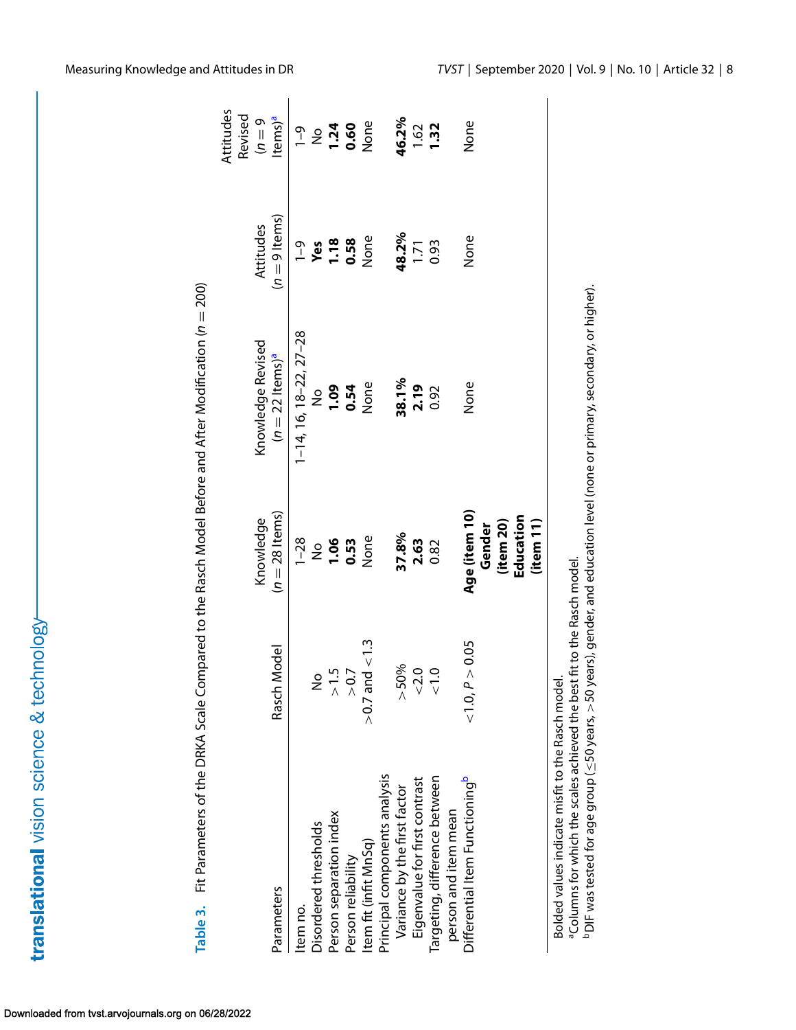**Table 3.** Fit Parameters of the DRKA Scale Compared to the Rasch Model Before and After Modification ($n = 200$)

| Parameters | Rasch Model | Knowledge ($n = 28$ Items) | Knowledge Revised ($n = 22$ Items)[a] | Attitudes ($n = 9$ Items) | Attitudes Revised ($n = 9$ Items)[a] |
|---|---|---|---|---|---|
| Item no. | | 1–28 | 1–14, 16, 18–22, 27–28 | 1–9 | 1–9 |
| Disordered thresholds | No | No | No | **Yes** | No |
| Person separation index | >1.5 | **1.06** | **1.09** | **1.18** | **1.24** |
| Person reliability | >0.7 | **0.53** | **0.54** | **0.58** | **0.60** |
| Item fit (infit MnSq) | >0.7 and <1.3 | None | None | None | None |
| Principal components analysis | | | | | |
| Variance by the first factor | >50% | **37.8%** | **38.1%** | **48.2%** | **46.2%** |
| Eigenvalue for first contrast | <2.0 | **2.63** | **2.19** | 1.71 | 1.62 |
| Targeting, difference between person and item mean | <1.0 | 0.82 | 0.92 | 0.93 | **1.32** |
| Differential Item Functioning[b] | <1.0, $P > 0.05$ | **Age (item 10) Gender (item 20) Education (item 11)** | None | None | None |

Bolded values indicate misfit to the Rasch model.
[a]Columns for which the scales achieved the best fit to the Rasch model.
[b]DIF was tested for age group (≤50 years, >50 years), gender, and education level (none or primary, secondary, or higher).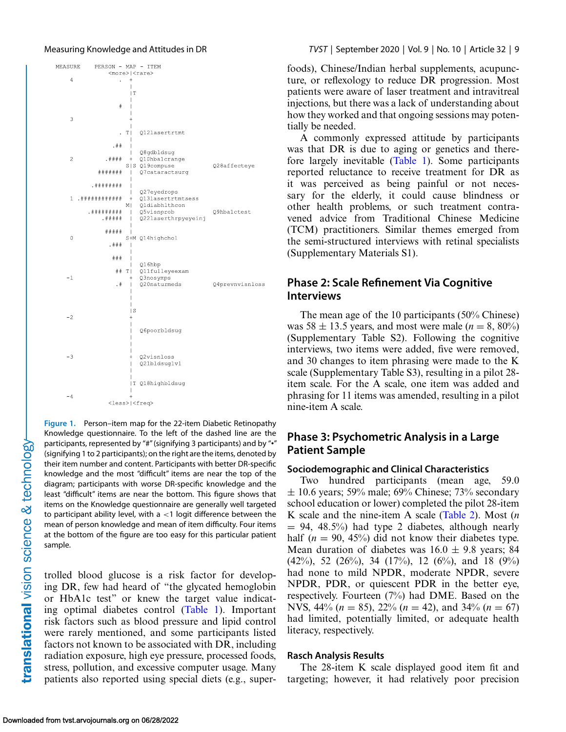```
MEASURE    PERSON - MAP - ITEM
              <more>|<rare>
   4              . +
                    |
                    |T
                    |
                  # |
                    |
   3                +
                    |
                . T|  Q12lasertrtmt
                    |
              .## |
                    |  Q8gdbldsug
   2         .#### +  Q10hbalcrange
                  S|S  Q19compuse              Q28affecteye
           ####### |  Q7cataractsurg
                    |
          .######## |
                    |  Q27eyedrops
   1 .############ +  Q13lasertrtmtsess
                  M|  Q1diabhlthcon
        .######### |  Q5visnprob              Q9hbalctest
            .##### |  Q22laserthrpyeyeinj
                    |
             ##### |
   0              S+M  Q14highchol
              .### |
                    |
               ### |
                    |  Q16hbp
                ## T|  Q11fulleyeexam
  -1                +  Q3nosymps
                .# |  Q20naturmeds           Q4prevnvisnloss
                    |
                    |
                    |
                    |S
  -2                +
                    |
                    |  Q6poorbldsug
                    |
                    |
                    |
  -3                +  Q2visnloss
                    |  Q21bldsuglvl
                    |
                    |
                    |T  Q18highbldsug
                    |
  -4                +
              <less>|<freq>
```

**Figure 1.** Person–item map for the 22-item Diabetic Retinopathy Knowledge questionnaire. To the left of the dashed line are the participants, represented by "#" (signifying 3 participants) and by "•" (signifying 1 to 2 participants); on the right are the items, denoted by their item number and content. Participants with better DR-specific knowledge and the most "difficult" items are near the top of the diagram; participants with worse DR-specific knowledge and the least "difficult" items are near the bottom. This figure shows that items on the Knowledge questionnaire are generally well targeted to participant ability level, with a <1 logit difference between the mean of person knowledge and mean of item difficulty. Four items at the bottom of the figure are too easy for this particular patient sample.

trolled blood glucose is a risk factor for developing DR, few had heard of "the glycated hemoglobin or HbA1c test" or knew the target value indicating optimal diabetes control (Table 1). Important risk factors such as blood pressure and lipid control were rarely mentioned, and some participants listed factors not known to be associated with DR, including radiation exposure, high eye pressure, processed foods, stress, pollution, and excessive computer usage. Many patients also reported using special diets (e.g., superfoods), Chinese/Indian herbal supplements, acupuncture, or reflexology to reduce DR progression. Most patients were aware of laser treatment and intravitreal injections, but there was a lack of understanding about how they worked and that ongoing sessions may potentially be needed.

A commonly expressed attitude by participants was that DR is due to aging or genetics and therefore largely inevitable (Table 1). Some participants reported reluctance to receive treatment for DR as it was perceived as being painful or not necessary for the elderly, it could cause blindness or other health problems, or such treatment contravened advice from Traditional Chinese Medicine (TCM) practitioners. Similar themes emerged from the semi-structured interviews with retinal specialists (Supplementary Materials S1).

## Phase 2: Scale Refinement Via Cognitive Interviews

The mean age of the 10 participants (50% Chinese) was 58 ± 13.5 years, and most were male ($n$ = 8, 80%) (Supplementary Table S2). Following the cognitive interviews, two items were added, five were removed, and 30 changes to item phrasing were made to the K scale (Supplementary Table S3), resulting in a pilot 28-item scale. For the A scale, one item was added and phrasing for 11 items was amended, resulting in a pilot nine-item A scale.

## Phase 3: Psychometric Analysis in a Large Patient Sample

### Sociodemographic and Clinical Characteristics

Two hundred participants (mean age, 59.0 ± 10.6 years; 59% male; 69% Chinese; 73% secondary school education or lower) completed the pilot 28-item K scale and the nine-item A scale (Table 2). Most ($n$ = 94, 48.5%) had type 2 diabetes, although nearly half ($n$ = 90, 45%) did not know their diabetes type. Mean duration of diabetes was 16.0 ± 9.8 years; 84 (42%), 52 (26%), 34 (17%), 12 (6%), and 18 (9%) had none to mild NPDR, moderate NPDR, severe NPDR, PDR, or quiescent PDR in the better eye, respectively. Fourteen (7%) had DME. Based on the NVS, 44% ($n$ = 85), 22% ($n$ = 42), and 34% ($n$ = 67) had limited, potentially limited, or adequate health literacy, respectively.

### Rasch Analysis Results

The 28-item K scale displayed good item fit and targeting; however, it had relatively poor precision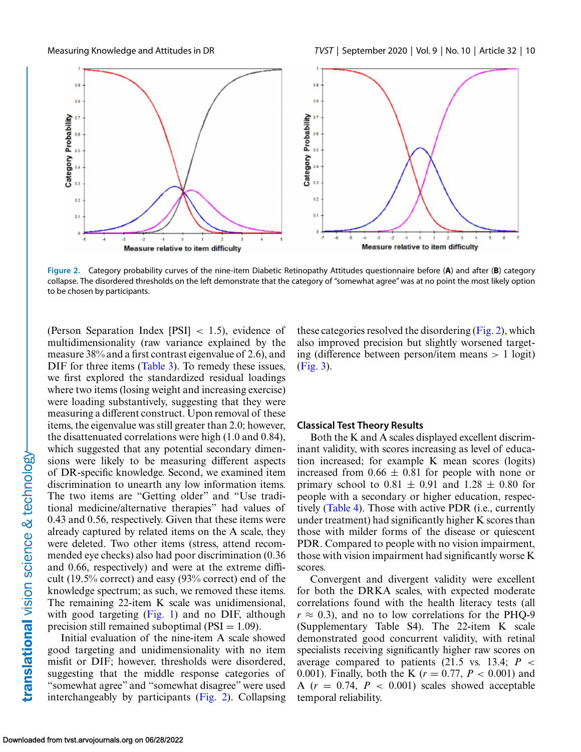Figure 2. Category probability curves of the nine-item Diabetic Retinopathy Attitudes questionnaire before (**A**) and after (**B**) category collapse. The disordered thresholds on the left demonstrate that the category of "somewhat agree" was at no point the most likely option to be chosen by participants.

(Person Separation Index [PSI] < 1.5), evidence of multidimensionality (raw variance explained by the measure 38% and a first contrast eigenvalue of 2.6), and DIF for three items (Table 3). To remedy these issues, we first explored the standardized residual loadings where two items (losing weight and increasing exercise) were loading substantively, suggesting that they were measuring a different construct. Upon removal of these items, the eigenvalue was still greater than 2.0; however, the disattenuated correlations were high (1.0 and 0.84), which suggested that any potential secondary dimensions were likely to be measuring different aspects of DR-specific knowledge. Second, we examined item discrimination to unearth any low information items. The two items are "Getting older" and "Use traditional medicine/alternative therapies" had values of 0.43 and 0.56, respectively. Given that these items were already captured by related items on the A scale, they were deleted. Two other items (stress, attend recommended eye checks) also had poor discrimination (0.36 and 0.66, respectively) and were at the extreme difficult (19.5% correct) and easy (93% correct) end of the knowledge spectrum; as such, we removed these items. The remaining 22-item K scale was unidimensional, with good targeting (Fig. 1) and no DIF, although precision still remained suboptimal (PSI = 1.09).

Initial evaluation of the nine-item A scale showed good targeting and unidimensionality with no item misfit or DIF; however, thresholds were disordered, suggesting that the middle response categories of "somewhat agree" and "somewhat disagree" were used interchangeably by participants (Fig. 2). Collapsing these categories resolved the disordering (Fig. 2), which also improved precision but slightly worsened targeting (difference between person/item means > 1 logit) (Fig. 3).

## Classical Test Theory Results

Both the K and A scales displayed excellent discriminant validity, with scores increasing as level of education increased; for example K mean scores (logits) increased from 0.66 ± 0.81 for people with none or primary school to 0.81 ± 0.91 and 1.28 ± 0.80 for people with a secondary or higher education, respectively (Table 4). Those with active PDR (i.e., currently under treatment) had significantly higher K scores than those with milder forms of the disease or quiescent PDR. Compared to people with no vision impairment, those with vision impairment had significantly worse K scores.

Convergent and divergent validity were excellent for both the DRKA scales, with expected moderate correlations found with the health literacy tests (all $r \approx 0.3$), and no to low correlations for the PHQ-9 (Supplementary Table S4). The 22-item K scale demonstrated good concurrent validity, with retinal specialists receiving significantly higher raw scores on average compared to patients (21.5 vs. 13.4; $P < 0.001$). Finally, both the K ($r = 0.77$, $P < 0.001$) and A ($r = 0.74$, $P < 0.001$) scales showed acceptable temporal reliability.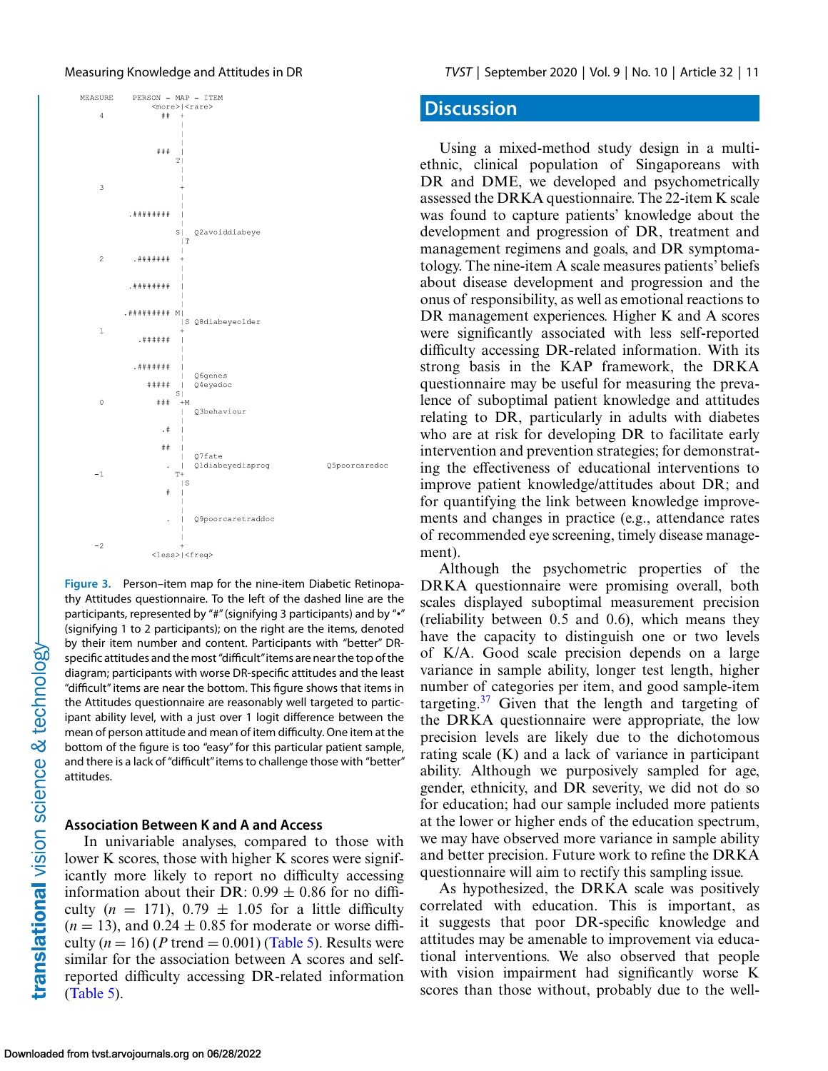```
MEASURE      PERSON - MAP - ITEM
                  <more>|<rare>
   4                 ## +
                        |
                        |
                    ### |
                       T|
                        |
   3                    +
              .######## |
                        |
                       S|   Q2avoiddiabeye
                        |T
   2           .####### +
                        |
              .######## |
                        |
             .######### M|
                        |S  Q8diabeyeolder
   1                    +
                .###### |
                        |
               .####### |
                        |   Q6genes
                  ##### |   Q4eyedoc
                       S|
   0                ### +M
                        |   Q3behaviour
                        |
                     .# |
                        |
                     ## |   Q7fate
                      . |   Q1diabeyedisprog          Q5poorcaredoc
  -1                   T+
                        |S
                      # |
                        |
                      . |   Q9poorcaretraddoc
                        |
  -2                    +
                  <less>|<freq>
```

**Figure 3.** Person–item map for the nine-item Diabetic Retinopathy Attitudes questionnaire. To the left of the dashed line are the participants, represented by "#" (signifying 3 participants) and by "•" (signifying 1 to 2 participants); on the right are the items, denoted by their item number and content. Participants with "better" DR-specific attitudes and the most "difficult" items are near the top of the diagram; participants with worse DR-specific attitudes and the least "difficult" items are near the bottom. This figure shows that items in the Attitudes questionnaire are reasonably well targeted to participant ability level, with a just over 1 logit difference between the mean of person attitude and mean of item difficulty. One item at the bottom of the figure is too "easy" for this particular patient sample, and there is a lack of "difficult" items to challenge those with "better" attitudes.

### Association Between K and A and Access

In univariable analyses, compared to those with lower K scores, those with higher K scores were significantly more likely to report no difficulty accessing information about their DR: 0.99 ± 0.86 for no difficulty ($n$ = 171), 0.79 ± 1.05 for a little difficulty ($n$ = 13), and 0.24 ± 0.85 for moderate or worse difficulty ($n$ = 16) ($P$ trend = 0.001) (Table 5). Results were similar for the association between A scores and self-reported difficulty accessing DR-related information (Table 5).

## Discussion

Using a mixed-method study design in a multiethnic, clinical population of Singaporeans with DR and DME, we developed and psychometrically assessed the DRKA questionnaire. The 22-item K scale was found to capture patients' knowledge about the development and progression of DR, treatment and management regimens and goals, and DR symptomatology. The nine-item A scale measures patients' beliefs about disease development and progression and the onus of responsibility, as well as emotional reactions to DR management experiences. Higher K and A scores were significantly associated with less self-reported difficulty accessing DR-related information. With its strong basis in the KAP framework, the DRKA questionnaire may be useful for measuring the prevalence of suboptimal patient knowledge and attitudes relating to DR, particularly in adults with diabetes who are at risk for developing DR to facilitate early intervention and prevention strategies; for demonstrating the effectiveness of educational interventions to improve patient knowledge/attitudes about DR; and for quantifying the link between knowledge improvements and changes in practice (e.g., attendance rates of recommended eye screening, timely disease management).

Although the psychometric properties of the DRKA questionnaire were promising overall, both scales displayed suboptimal measurement precision (reliability between 0.5 and 0.6), which means they have the capacity to distinguish one or two levels of K/A. Good scale precision depends on a large variance in sample ability, longer test length, higher number of categories per item, and good sample-item targeting.[37] Given that the length and targeting of the DRKA questionnaire were appropriate, the low precision levels are likely due to the dichotomous rating scale (K) and a lack of variance in participant ability. Although we purposively sampled for age, gender, ethnicity, and DR severity, we did not do so for education; had our sample included more patients at the lower or higher ends of the education spectrum, we may have observed more variance in sample ability and better precision. Future work to refine the DRKA questionnaire will aim to rectify this sampling issue.

As hypothesized, the DRKA scale was positively correlated with education. This is important, as it suggests that poor DR-specific knowledge and attitudes may be amenable to improvement via educational interventions. We also observed that people with vision impairment had significantly worse K scores than those without, probably due to the well-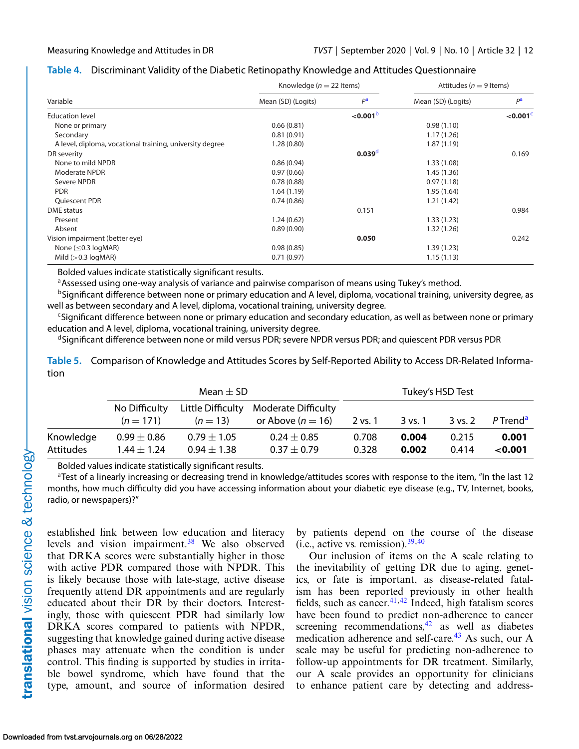**Table 4.** Discriminant Validity of the Diabetic Retinopathy Knowledge and Attitudes Questionnaire

| Variable | Knowledge ($n = 22$ Items) | | Attitudes ($n = 9$ Items) | |
|---|---|---|---|---|
| | Mean (SD) (Logits) | $P$[a] | Mean (SD) (Logits) | $P$[a] |
| Education level | | **<0.001**[b] | | **<0.001**[c] |
| None or primary | 0.66 (0.81) | | 0.98 (1.10) | |
| Secondary | 0.81 (0.91) | | 1.17 (1.26) | |
| A level, diploma, vocational training, university degree | 1.28 (0.80) | | 1.87 (1.19) | |
| DR severity | | **0.039**[d] | | 0.169 |
| None to mild NPDR | 0.86 (0.94) | | 1.33 (1.08) | |
| Moderate NPDR | 0.97 (0.66) | | 1.45 (1.36) | |
| Severe NPDR | 0.78 (0.88) | | 0.97 (1.18) | |
| PDR | 1.64 (1.19) | | 1.95 (1.64) | |
| Quiescent PDR | 0.74 (0.86) | | 1.21 (1.42) | |
| DME status | | 0.151 | | 0.984 |
| Present | 1.24 (0.62) | | 1.33 (1.23) | |
| Absent | 0.89 (0.90) | | 1.32 (1.26) | |
| Vision impairment (better eye) | | **0.050** | | 0.242 |
| None (≤0.3 logMAR) | 0.98 (0.85) | | 1.39 (1.23) | |
| Mild (>0.3 logMAR) | 0.71 (0.97) | | 1.15 (1.13) | |

Bolded values indicate statistically significant results.

[a]Assessed using one-way analysis of variance and pairwise comparison of means using Tukey's method.

[b]Significant difference between none or primary education and A level, diploma, vocational training, university degree, as well as between secondary and A level, diploma, vocational training, university degree.

[c]Significant difference between none or primary education and secondary education, as well as between none or primary education and A level, diploma, vocational training, university degree.

[d]Significant difference between none or mild versus PDR; severe NPDR versus PDR; and quiescent PDR versus PDR

**Table 5.** Comparison of Knowledge and Attitudes Scores by Self-Reported Ability to Access DR-Related Information

| | Mean ± SD | | | Tukey's HSD Test | | | |
|---|---|---|---|---|---|---|---|
| | No Difficulty ($n = 171$) | Little Difficulty ($n = 13$) | Moderate Difficulty or Above ($n = 16$) | 2 vs. 1 | 3 vs. 1 | 3 vs. 2 | $P$ Trend[a] |
| Knowledge | 0.99 ± 0.86 | 0.79 ± 1.05 | 0.24 ± 0.85 | 0.708 | **0.004** | 0.215 | **0.001** |
| Attitudes | 1.44 ± 1.24 | 0.94 ± 1.38 | 0.37 ± 0.79 | 0.328 | **0.002** | 0.414 | **<0.001** |

Bolded values indicate statistically significant results.

[a]Test of a linearly increasing or decreasing trend in knowledge/attitudes scores with response to the item, "In the last 12 months, how much difficulty did you have accessing information about your diabetic eye disease (e.g., TV, Internet, books, radio, or newspapers)?"

established link between low education and literacy levels and vision impairment.[38] We also observed that DRKA scores were substantially higher in those with active PDR compared those with NPDR. This is likely because those with late-stage, active disease frequently attend DR appointments and are regularly educated about their DR by their doctors. Interestingly, those with quiescent PDR had similarly low DRKA scores compared to patients with NPDR, suggesting that knowledge gained during active disease phases may attenuate when the condition is under control. This finding is supported by studies in irritable bowel syndrome, which have found that the type, amount, and source of information desired by patients depend on the course of the disease (i.e., active vs. remission).[39,40]

Our inclusion of items on the A scale relating to the inevitability of getting DR due to aging, genetics, or fate is important, as disease-related fatalism has been reported previously in other health fields, such as cancer.[41,42] Indeed, high fatalism scores have been found to predict non-adherence to cancer screening recommendations,[42] as well as diabetes medication adherence and self-care.[43] As such, our A scale may be useful for predicting non-adherence to follow-up appointments for DR treatment. Similarly, our A scale provides an opportunity for clinicians to enhance patient care by detecting and address-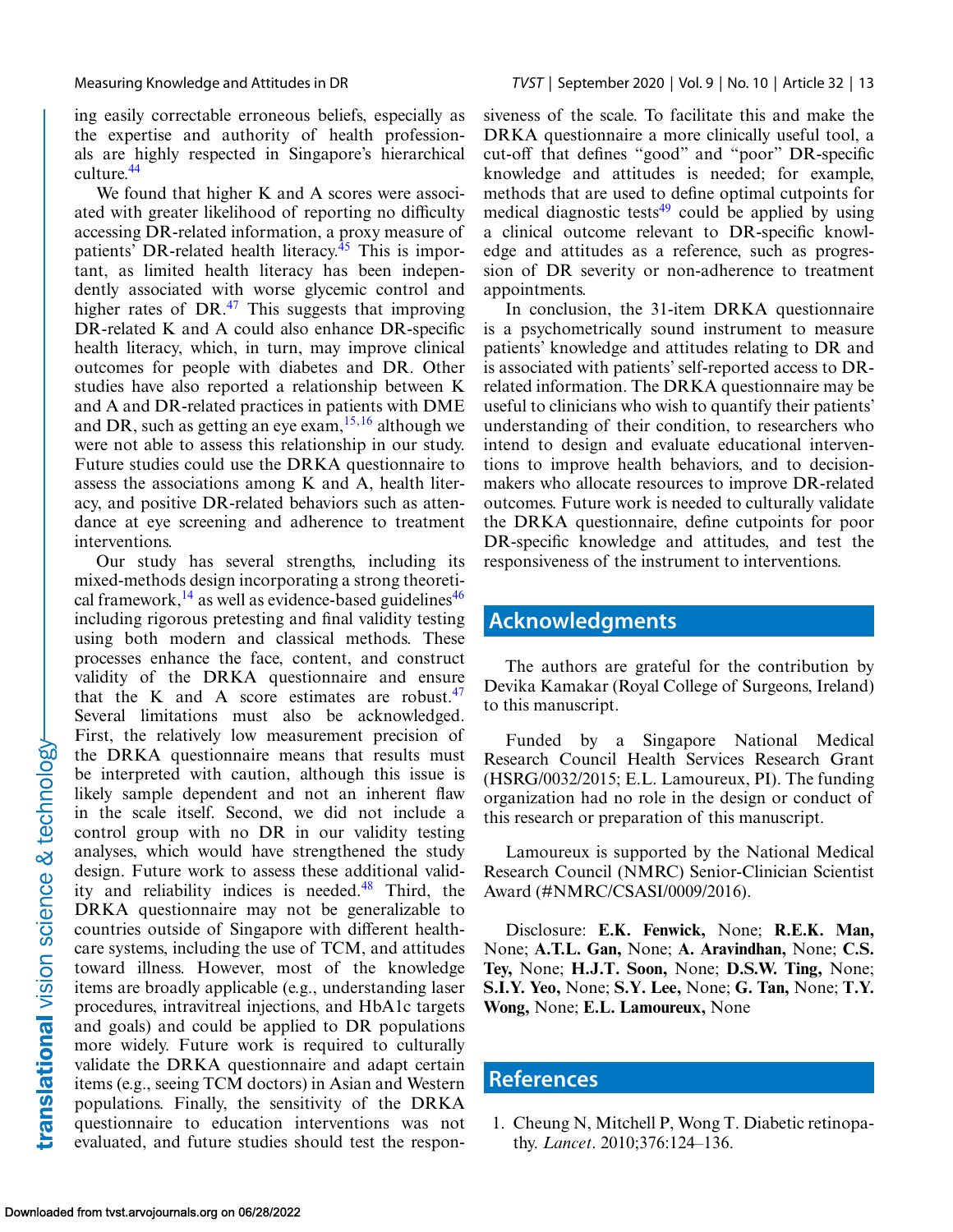ing easily correctable erroneous beliefs, especially as the expertise and authority of health professionals are highly respected in Singapore's hierarchical culture.[44]

We found that higher K and A scores were associated with greater likelihood of reporting no difficulty accessing DR-related information, a proxy measure of patients' DR-related health literacy.[45] This is important, as limited health literacy has been independently associated with worse glycemic control and higher rates of DR.[47] This suggests that improving DR-related K and A could also enhance DR-specific health literacy, which, in turn, may improve clinical outcomes for people with diabetes and DR. Other studies have also reported a relationship between K and A and DR-related practices in patients with DME and DR, such as getting an eye exam,[15,16] although we were not able to assess this relationship in our study. Future studies could use the DRKA questionnaire to assess the associations among K and A, health literacy, and positive DR-related behaviors such as attendance at eye screening and adherence to treatment interventions.

Our study has several strengths, including its mixed-methods design incorporating a strong theoretical framework,[14] as well as evidence-based guidelines[46] including rigorous pretesting and final validity testing using both modern and classical methods. These processes enhance the face, content, and construct validity of the DRKA questionnaire and ensure that the K and A score estimates are robust.[47] Several limitations must also be acknowledged. First, the relatively low measurement precision of the DRKA questionnaire means that results must be interpreted with caution, although this issue is likely sample dependent and not an inherent flaw in the scale itself. Second, we did not include a control group with no DR in our validity testing analyses, which would have strengthened the study design. Future work to assess these additional validity and reliability indices is needed.[48] Third, the DRKA questionnaire may not be generalizable to countries outside of Singapore with different healthcare systems, including the use of TCM, and attitudes toward illness. However, most of the knowledge items are broadly applicable (e.g., understanding laser procedures, intravitreal injections, and HbA1c targets and goals) and could be applied to DR populations more widely. Future work is required to culturally validate the DRKA questionnaire and adapt certain items (e.g., seeing TCM doctors) in Asian and Western populations. Finally, the sensitivity of the DRKA questionnaire to education interventions was not evaluated, and future studies should test the responsiveness of the scale. To facilitate this and make the DRKA questionnaire a more clinically useful tool, a cut-off that defines "good" and "poor" DR-specific knowledge and attitudes is needed; for example, methods that are used to define optimal cutpoints for medical diagnostic tests[49] could be applied by using a clinical outcome relevant to DR-specific knowledge and attitudes as a reference, such as progression of DR severity or non-adherence to treatment appointments.

In conclusion, the 31-item DRKA questionnaire is a psychometrically sound instrument to measure patients' knowledge and attitudes relating to DR and is associated with patients' self-reported access to DR-related information. The DRKA questionnaire may be useful to clinicians who wish to quantify their patients' understanding of their condition, to researchers who intend to design and evaluate educational interventions to improve health behaviors, and to decision-makers who allocate resources to improve DR-related outcomes. Future work is needed to culturally validate the DRKA questionnaire, define cutpoints for poor DR-specific knowledge and attitudes, and test the responsiveness of the instrument to interventions.

## Acknowledgments

The authors are grateful for the contribution by Devika Kamakar (Royal College of Surgeons, Ireland) to this manuscript.

Funded by a Singapore National Medical Research Council Health Services Research Grant (HSRG/0032/2015; E.L. Lamoureux, PI). The funding organization had no role in the design or conduct of this research or preparation of this manuscript.

Lamoureux is supported by the National Medical Research Council (NMRC) Senior-Clinician Scientist Award (#NMRC/CSASI/0009/2016).

Disclosure: **E.K. Fenwick,** None; **R.E.K. Man,** None; **A.T.L. Gan,** None; **A. Aravindhan,** None; **C.S. Tey,** None; **H.J.T. Soon,** None; **D.S.W. Ting,** None; **S.I.Y. Yeo,** None; **S.Y. Lee,** None; **G. Tan,** None; **T.Y. Wong,** None; **E.L. Lamoureux,** None

## References

1. Cheung N, Mitchell P, Wong T. Diabetic retinopathy. *Lancet*. 2010;376:124–136.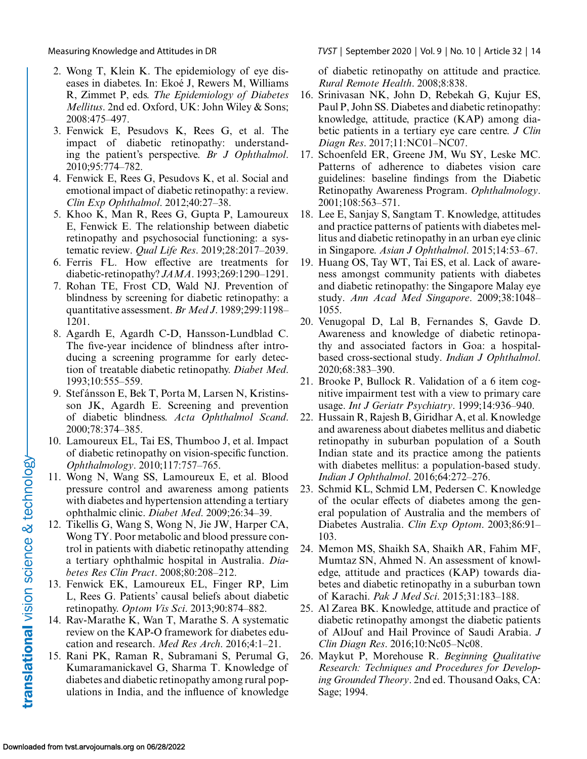2. Wong T, Klein K. The epidemiology of eye diseases in diabetes. In: Ekoé J, Rewers M, Williams R, Zimmet P, eds. *The Epidemiology of Diabetes Mellitus*. 2nd ed. Oxford, UK: John Wiley & Sons; 2008:475–497.
3. Fenwick E, Pesudovs K, Rees G, et al. The impact of diabetic retinopathy: understanding the patient's perspective. *Br J Ophthalmol*. 2010;95:774–782.
4. Fenwick E, Rees G, Pesudovs K, et al. Social and emotional impact of diabetic retinopathy: a review. *Clin Exp Ophthalmol*. 2012;40:27–38.
5. Khoo K, Man R, Rees G, Gupta P, Lamoureux E, Fenwick E. The relationship between diabetic retinopathy and psychosocial functioning: a systematic review. *Qual Life Res*. 2019;28:2017–2039.
6. Ferris FL. How effective are treatments for diabetic-retinopathy? *JAMA*. 1993;269:1290–1291.
7. Rohan TE, Frost CD, Wald NJ. Prevention of blindness by screening for diabetic retinopathy: a quantitative assessment. *Br Med J*. 1989;299:1198–1201.
8. Agardh E, Agardh C-D, Hansson-Lundblad C. The five-year incidence of blindness after introducing a screening programme for early detection of treatable diabetic retinopathy. *Diabet Med*. 1993;10:555–559.
9. Stefánsson E, Bek T, Porta M, Larsen N, Kristinsson JK, Agardh E. Screening and prevention of diabetic blindness. *Acta Ophthalmol Scand*. 2000;78:374–385.
10. Lamoureux EL, Tai ES, Thumboo J, et al. Impact of diabetic retinopathy on vision-specific function. *Ophthalmology*. 2010;117:757–765.
11. Wong N, Wang SS, Lamoureux E, et al. Blood pressure control and awareness among patients with diabetes and hypertension attending a tertiary ophthalmic clinic. *Diabet Med*. 2009;26:34–39.
12. Tikellis G, Wang S, Wong N, Jie JW, Harper CA, Wong TY. Poor metabolic and blood pressure control in patients with diabetic retinopathy attending a tertiary ophthalmic hospital in Australia. *Diabetes Res Clin Pract*. 2008;80:208–212.
13. Fenwick EK, Lamoureux EL, Finger RP, Lim L, Rees G. Patients' causal beliefs about diabetic retinopathy. *Optom Vis Sci*. 2013;90:874–882.
14. Rav-Marathe K, Wan T, Marathe S. A systematic review on the KAP-O framework for diabetes education and research. *Med Res Arch*. 2016;4:1–21.
15. Rani PK, Raman R, Subramani S, Perumal G, Kumaramanickavel G, Sharma T. Knowledge of diabetes and diabetic retinopathy among rural populations in India, and the influence of knowledge of diabetic retinopathy on attitude and practice. *Rural Remote Health*. 2008;8:838.
16. Srinivasan NK, John D, Rebekah G, Kujur ES, Paul P, John SS. Diabetes and diabetic retinopathy: knowledge, attitude, practice (KAP) among diabetic patients in a tertiary eye care centre. *J Clin Diagn Res*. 2017;11:NC01–NC07.
17. Schoenfeld ER, Greene JM, Wu SY, Leske MC. Patterns of adherence to diabetes vision care guidelines: baseline findings from the Diabetic Retinopathy Awareness Program. *Ophthalmology*. 2001;108:563–571.
18. Lee E, Sanjay S, Sangtam T. Knowledge, attitudes and practice patterns of patients with diabetes mellitus and diabetic retinopathy in an urban eye clinic in Singapore. *Asian J Ophthalmol*. 2015;14:53–67.
19. Huang OS, Tay WT, Tai ES, et al. Lack of awareness amongst community patients with diabetes and diabetic retinopathy: the Singapore Malay eye study. *Ann Acad Med Singapore*. 2009;38:1048–1055.
20. Venugopal D, Lal B, Fernandes S, Gavde D. Awareness and knowledge of diabetic retinopathy and associated factors in Goa: a hospital-based cross-sectional study. *Indian J Ophthalmol*. 2020;68:383–390.
21. Brooke P, Bullock R. Validation of a 6 item cognitive impairment test with a view to primary care usage. *Int J Geriatr Psychiatry*. 1999;14:936–940.
22. Hussain R, Rajesh B, Giridhar A, et al. Knowledge and awareness about diabetes mellitus and diabetic retinopathy in suburban population of a South Indian state and its practice among the patients with diabetes mellitus: a population-based study. *Indian J Ophthalmol*. 2016;64:272–276.
23. Schmid KL, Schmid LM, Pedersen C. Knowledge of the ocular effects of diabetes among the general population of Australia and the members of Diabetes Australia. *Clin Exp Optom*. 2003;86:91–103.
24. Memon MS, Shaikh SA, Shaikh AR, Fahim MF, Mumtaz SN, Ahmed N. An assessment of knowledge, attitude and practices (KAP) towards diabetes and diabetic retinopathy in a suburban town of Karachi. *Pak J Med Sci*. 2015;31:183–188.
25. Al Zarea BK. Knowledge, attitude and practice of diabetic retinopathy amongst the diabetic patients of AlJouf and Hail Province of Saudi Arabia. *J Clin Diagn Res*. 2016;10:Nc05–Nc08.
26. Maykut P, Morehouse R. *Beginning Qualitative Research: Techniques and Procedures for Developing Grounded Theory*. 2nd ed. Thousand Oaks, CA: Sage; 1994.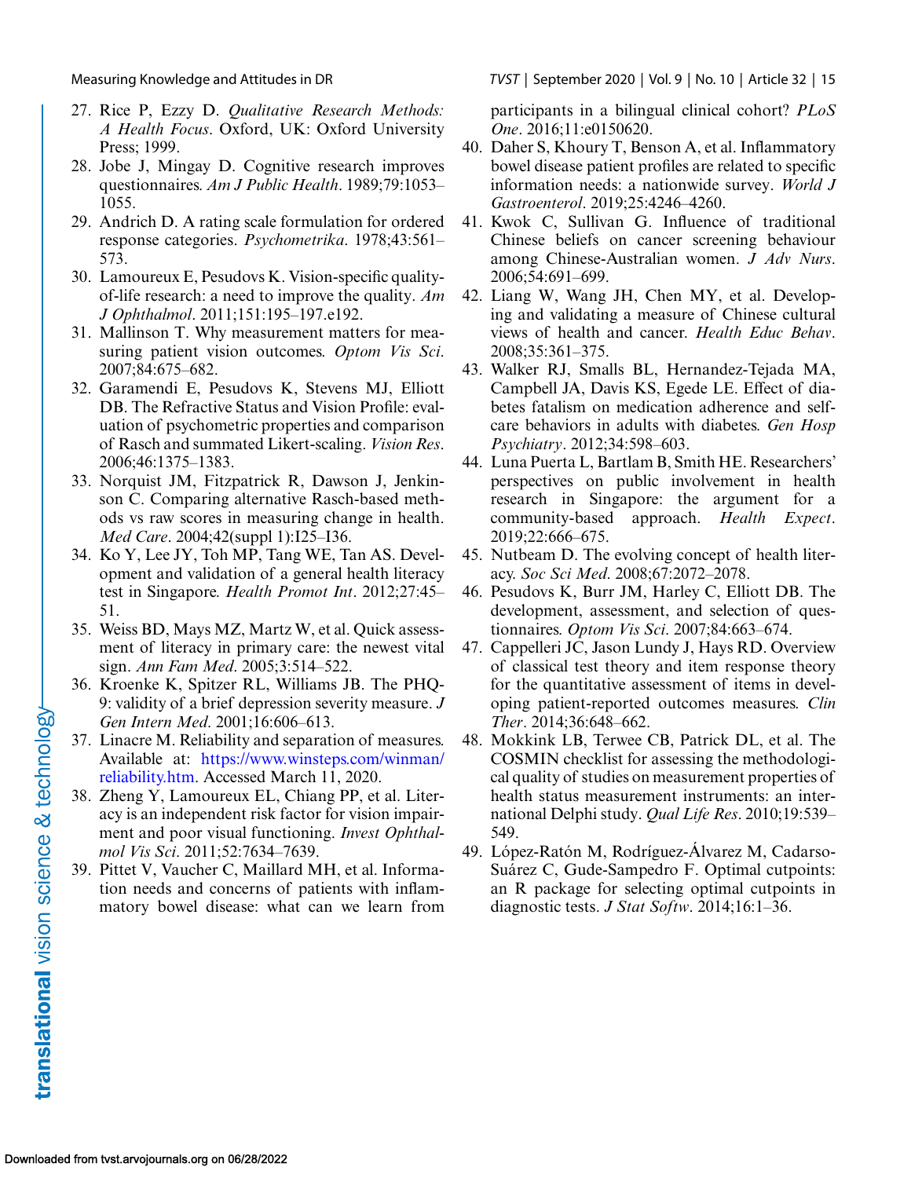27. Rice P, Ezzy D. *Qualitative Research Methods: A Health Focus*. Oxford, UK: Oxford University Press; 1999.
28. Jobe J, Mingay D. Cognitive research improves questionnaires. *Am J Public Health*. 1989;79:1053–1055.
29. Andrich D. A rating scale formulation for ordered response categories. *Psychometrika*. 1978;43:561–573.
30. Lamoureux E, Pesudovs K. Vision-specific quality-of-life research: a need to improve the quality. *Am J Ophthalmol*. 2011;151:195–197.e192.
31. Mallinson T. Why measurement matters for measuring patient vision outcomes. *Optom Vis Sci*. 2007;84:675–682.
32. Garamendi E, Pesudovs K, Stevens MJ, Elliott DB. The Refractive Status and Vision Profile: evaluation of psychometric properties and comparison of Rasch and summated Likert-scaling. *Vision Res*. 2006;46:1375–1383.
33. Norquist JM, Fitzpatrick R, Dawson J, Jenkinson C. Comparing alternative Rasch-based methods vs raw scores in measuring change in health. *Med Care*. 2004;42(suppl 1):I25–I36.
34. Ko Y, Lee JY, Toh MP, Tang WE, Tan AS. Development and validation of a general health literacy test in Singapore. *Health Promot Int*. 2012;27:45–51.
35. Weiss BD, Mays MZ, Martz W, et al. Quick assessment of literacy in primary care: the newest vital sign. *Ann Fam Med*. 2005;3:514–522.
36. Kroenke K, Spitzer RL, Williams JB. The PHQ-9: validity of a brief depression severity measure. *J Gen Intern Med*. 2001;16:606–613.
37. Linacre M. Reliability and separation of measures. Available at: https://www.winsteps.com/winman/reliability.htm. Accessed March 11, 2020.
38. Zheng Y, Lamoureux EL, Chiang PP, et al. Literacy is an independent risk factor for vision impairment and poor visual functioning. *Invest Ophthalmol Vis Sci*. 2011;52:7634–7639.
39. Pittet V, Vaucher C, Maillard MH, et al. Information needs and concerns of patients with inflammatory bowel disease: what can we learn from participants in a bilingual clinical cohort? *PLoS One*. 2016;11:e0150620.
40. Daher S, Khoury T, Benson A, et al. Inflammatory bowel disease patient profiles are related to specific information needs: a nationwide survey. *World J Gastroenterol*. 2019;25:4246–4260.
41. Kwok C, Sullivan G. Influence of traditional Chinese beliefs on cancer screening behaviour among Chinese-Australian women. *J Adv Nurs*. 2006;54:691–699.
42. Liang W, Wang JH, Chen MY, et al. Developing and validating a measure of Chinese cultural views of health and cancer. *Health Educ Behav*. 2008;35:361–375.
43. Walker RJ, Smalls BL, Hernandez-Tejada MA, Campbell JA, Davis KS, Egede LE. Effect of diabetes fatalism on medication adherence and self-care behaviors in adults with diabetes. *Gen Hosp Psychiatry*. 2012;34:598–603.
44. Luna Puerta L, Bartlam B, Smith HE. Researchers' perspectives on public involvement in health research in Singapore: the argument for a community-based approach. *Health Expect*. 2019;22:666–675.
45. Nutbeam D. The evolving concept of health literacy. *Soc Sci Med*. 2008;67:2072–2078.
46. Pesudovs K, Burr JM, Harley C, Elliott DB. The development, assessment, and selection of questionnaires. *Optom Vis Sci*. 2007;84:663–674.
47. Cappelleri JC, Jason Lundy J, Hays RD. Overview of classical test theory and item response theory for the quantitative assessment of items in developing patient-reported outcomes measures. *Clin Ther*. 2014;36:648–662.
48. Mokkink LB, Terwee CB, Patrick DL, et al. The COSMIN checklist for assessing the methodological quality of studies on measurement properties of health status measurement instruments: an international Delphi study. *Qual Life Res*. 2010;19:539–549.
49. López-Ratón M, Rodríguez-Álvarez M, Cadarso-Suárez C, Gude-Sampedro F. Optimal cutpoints: an R package for selecting optimal cutpoints in diagnostic tests. *J Stat Softw*. 2014;16:1–36.